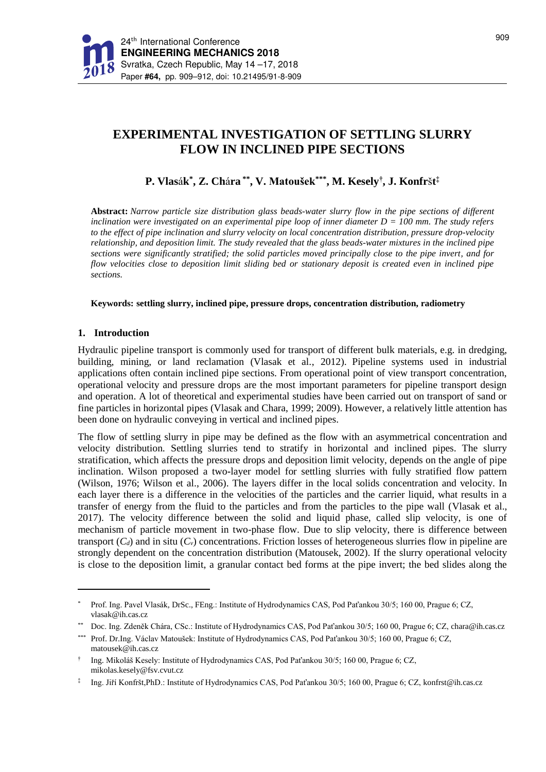# EXPERIMENTAL INVESTIGATION OF SETTLING SLURRY FLOW IN INCLINED PIPE SECTIONS

**P. Vlasák[*], Z. Chára[**], V. Matoušek[***], M. Kesely[†], J. Konfršt[‡]**

**Abstract:** *Narrow particle size distribution glass beads-water slurry flow in the pipe sections of different inclination were investigated on an experimental pipe loop of inner diameter $D = 100$ mm. The study refers to the effect of pipe inclination and slurry velocity on local concentration distribution, pressure drop-velocity relationship, and deposition limit. The study revealed that the glass beads-water mixtures in the inclined pipe sections were significantly stratified; the solid particles moved principally close to the pipe invert, and for flow velocities close to deposition limit sliding bed or stationary deposit is created even in inclined pipe sections.*

**Keywords: settling slurry, inclined pipe, pressure drops, concentration distribution, radiometry**

## 1. Introduction

Hydraulic pipeline transport is commonly used for transport of different bulk materials, e.g. in dredging, building, mining, or land reclamation (Vlasak et al., 2012). Pipeline systems used in industrial applications often contain inclined pipe sections. From operational point of view transport concentration, operational velocity and pressure drops are the most important parameters for pipeline transport design and operation. A lot of theoretical and experimental studies have been carried out on transport of sand or fine particles in horizontal pipes (Vlasak and Chara, 1999; 2009). However, a relatively little attention has been done on hydraulic conveying in vertical and inclined pipes.

The flow of settling slurry in pipe may be defined as the flow with an asymmetrical concentration and velocity distribution. Settling slurries tend to stratify in horizontal and inclined pipes. The slurry stratification, which affects the pressure drops and deposition limit velocity, depends on the angle of pipe inclination. Wilson proposed a two-layer model for settling slurries with fully stratified flow pattern (Wilson, 1976; Wilson et al., 2006). The layers differ in the local solids concentration and velocity. In each layer there is a difference in the velocities of the particles and the carrier liquid, what results in a transfer of energy from the fluid to the particles and from the particles to the pipe wall (Vlasak et al., 2017). The velocity difference between the solid and liquid phase, called slip velocity, is one of mechanism of particle movement in two-phase flow. Due to slip velocity, there is difference between transport ($C_d$) and in situ ($C_v$) concentrations. Friction losses of heterogeneous slurries flow in pipeline are strongly dependent on the concentration distribution (Matousek, 2002). If the slurry operational velocity is close to the deposition limit, a granular contact bed forms at the pipe invert; the bed slides along the

---

[*] Prof. Ing. Pavel Vlasák, DrSc., FEng.: Institute of Hydrodynamics CAS, Pod Paťankou 30/5; 160 00, Prague 6; CZ, vlasak@ih.cas.cz

[**] Doc. Ing. Zdeněk Chára, CSc.: Institute of Hydrodynamics CAS, Pod Paťankou 30/5; 160 00, Prague 6; CZ, chara@ih.cas.cz

[***] Prof. Dr.Ing. Václav Matoušek: Institute of Hydrodynamics CAS, Pod Paťankou 30/5; 160 00, Prague 6; CZ, matousek@ih.cas.cz

[†] Ing. Mikoláš Kesely: Institute of Hydrodynamics CAS, Pod Paťankou 30/5; 160 00, Prague 6; CZ, mikolas.kesely@fsv.cvut.cz

[‡] Ing. Jiří Konfršt,PhD.: Institute of Hydrodynamics CAS, Pod Paťankou 30/5; 160 00, Prague 6; CZ, konfrst@ih.cas.cz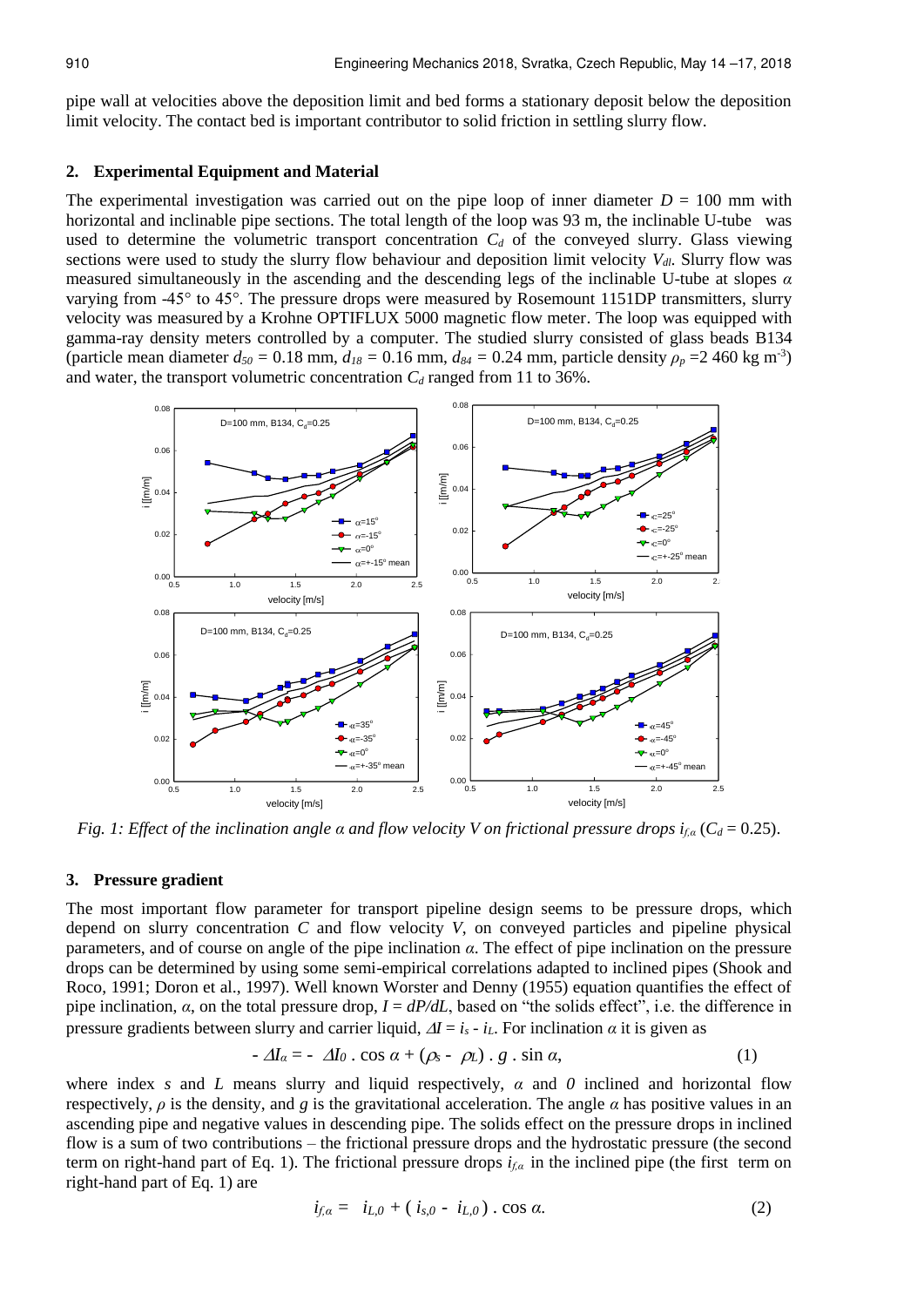pipe wall at velocities above the deposition limit and bed forms a stationary deposit below the deposition limit velocity. The contact bed is important contributor to solid friction in settling slurry flow.

## 2. Experimental Equipment and Material

The experimental investigation was carried out on the pipe loop of inner diameter $D$ = 100 mm with horizontal and inclinable pipe sections. The total length of the loop was 93 m, the inclinable U-tube was used to determine the volumetric transport concentration $C_d$ of the conveyed slurry. Glass viewing sections were used to study the slurry flow behaviour and deposition limit velocity $V_{dl}$. Slurry flow was measured simultaneously in the ascending and the descending legs of the inclinable U-tube at slopes $\alpha$ varying from -45° to 45°. The pressure drops were measured by Rosemount 1151DP transmitters, slurry velocity was measured by a Krohne OPTIFLUX 5000 magnetic flow meter. The loop was equipped with gamma-ray density meters controlled by a computer. The studied slurry consisted of glass beads B134 (particle mean diameter $d_{50}$ = 0.18 mm, $d_{18}$ = 0.16 mm, $d_{84}$ = 0.24 mm, particle density $\rho_p$ =2 460 kg m$^{-3}$) and water, the transport volumetric concentration $C_d$ ranged from 11 to 36%.

*Fig. 1: Effect of the inclination angle $\alpha$ and flow velocity $V$ on frictional pressure drops $i_{f,\alpha}$ ($C_d$ = 0.25).*

## 3. Pressure gradient

The most important flow parameter for transport pipeline design seems to be pressure drops, which depend on slurry concentration $C$ and flow velocity $V$, on conveyed particles and pipeline physical parameters, and of course on angle of the pipe inclination $\alpha$. The effect of pipe inclination on the pressure drops can be determined by using some semi-empirical correlations adapted to inclined pipes (Shook and Roco, 1991; Doron et al., 1997). Well known Worster and Denny (1955) equation quantifies the effect of pipe inclination, $\alpha$, on the total pressure drop, $I = dP/dL$, based on "the solids effect", i.e. the difference in pressure gradients between slurry and carrier liquid, $\Delta I = i_s - i_L$. For inclination $\alpha$ it is given as

$$- \Delta I_\alpha = - \Delta I_0 \cdot \cos \alpha + (\rho_s - \rho_L) \cdot g \cdot \sin \alpha, \tag{1}$$

where index $s$ and $L$ means slurry and liquid respectively, $\alpha$ and $0$ inclined and horizontal flow respectively, $\rho$ is the density, and $g$ is the gravitational acceleration. The angle $\alpha$ has positive values in an ascending pipe and negative values in descending pipe. The solids effect on the pressure drops in inclined flow is a sum of two contributions – the frictional pressure drops and the hydrostatic pressure (the second term on right-hand part of Eq. 1). The frictional pressure drops $i_{f,\alpha}$ in the inclined pipe (the first term on right-hand part of Eq. 1) are

$$i_{f,\alpha} = i_{L,0} + ( i_{s,0} - i_{L,0} ) \cdot \cos \alpha. \tag{2}$$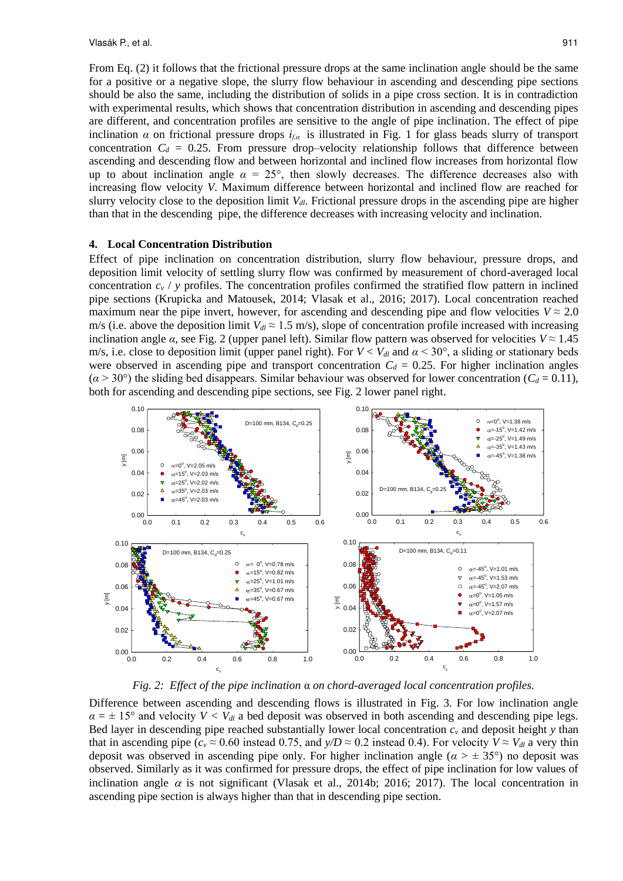From Eq. (2) it follows that the frictional pressure drops at the same inclination angle should be the same for a positive or a negative slope, the slurry flow behaviour in ascending and descending pipe sections should be also the same, including the distribution of solids in a pipe cross section. It is in contradiction with experimental results, which shows that concentration distribution in ascending and descending pipes are different, and concentration profiles are sensitive to the angle of pipe inclination. The effect of pipe inclination $\alpha$ on frictional pressure drops $i_{f,\alpha}$ is illustrated in Fig. 1 for glass beads slurry of transport concentration $C_d$ = 0.25. From pressure drop–velocity relationship follows that difference between ascending and descending flow and between horizontal and inclined flow increases from horizontal flow up to about inclination angle $\alpha$ = 25°, then slowly decreases. The difference decreases also with increasing flow velocity $V$. Maximum difference between horizontal and inclined flow are reached for slurry velocity close to the deposition limit $V_{dl}$. Frictional pressure drops in the ascending pipe are higher than that in the descending pipe, the difference decreases with increasing velocity and inclination.

## 4. Local Concentration Distribution

Effect of pipe inclination on concentration distribution, slurry flow behaviour, pressure drops, and deposition limit velocity of settling slurry flow was confirmed by measurement of chord-averaged local concentration $c_v$ / $y$ profiles. The concentration profiles confirmed the stratified flow pattern in inclined pipe sections (Krupicka and Matousek, 2014; Vlasak et al., 2016; 2017). Local concentration reached maximum near the pipe invert, however, for ascending and descending pipe and flow velocities $V \approx 2.0$ m/s (i.e. above the deposition limit $V_{dl} \approx 1.5$ m/s), slope of concentration profile increased with increasing inclination angle $\alpha$, see Fig. 2 (upper panel left). Similar flow pattern was observed for velocities $V \approx 1.45$ m/s, i.e. close to deposition limit (upper panel right). For $V < V_{dl}$ and $\alpha < 30°$, a sliding or stationary beds were observed in ascending pipe and transport concentration $C_d$ = 0.25. For higher inclination angles ($\alpha > 30°$) the sliding bed disappears. Similar behaviour was observed for lower concentration ($C_d$ = 0.11), both for ascending and descending pipe sections, see Fig. 2 lower panel right.

*Fig. 2: Effect of the pipe inclination α on chord-averaged local concentration profiles.*

Difference between ascending and descending flows is illustrated in Fig. 3. For low inclination angle $\alpha = \pm$ 15° and velocity $V < V_{dl}$ a bed deposit was observed in both ascending and descending pipe legs. Bed layer in descending pipe reached substantially lower local concentration $c_v$ and deposit height $y$ than that in ascending pipe ($c_v \approx 0.60$ instead 0.75, and $y/D \approx 0.2$ instead 0.4). For velocity $V \approx V_{dl}$ a very thin deposit was observed in ascending pipe only. For higher inclination angle ($\alpha > \pm$ 35°) no deposit was observed. Similarly as it was confirmed for pressure drops, the effect of pipe inclination for low values of inclination angle $\alpha$ is not significant (Vlasak et al., 2014b; 2016; 2017). The local concentration in ascending pipe section is always higher than that in descending pipe section.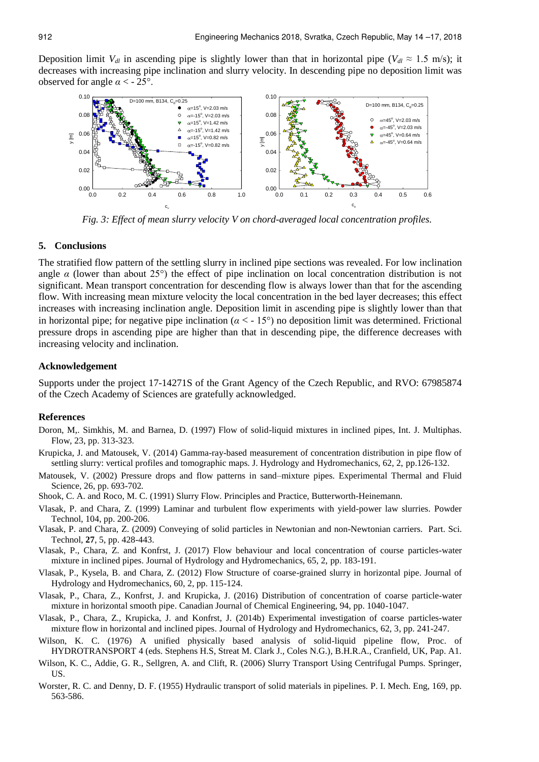Deposition limit $V_{dl}$ in ascending pipe is slightly lower than that in horizontal pipe ($V_{dl} \approx 1.5$ m/s); it decreases with increasing pipe inclination and slurry velocity. In descending pipe no deposition limit was observed for angle $\alpha < -25°$.

D=100 mm, B134, $C_d$=0.25
$\alpha$=15°, V=2.03 m/s
$\alpha$=-15°, V=2.03 m/s
$\alpha$=15°, V=1.42 m/s
$\alpha$=-15°, V=1.42 m/s
$\alpha$=15°, V=0.82 m/s
$\alpha$=-15°, V=0.82 m/s
y [m]
$c_v$

D=100 mm, B134, $C_d$=0.25
$\alpha$=45°, V=2.03 m/s
$\alpha$=-45°, V=2.03 m/s
$\alpha$=45°, V=0.64 m/s
$\alpha$=-45°, V=0.64 m/s
y [m]
$c_v$

*Fig. 3: Effect of mean slurry velocity V on chord-averaged local concentration profiles.*

## 5. Conclusions

The stratified flow pattern of the settling slurry in inclined pipe sections was revealed. For low inclination angle $\alpha$ (lower than about 25°) the effect of pipe inclination on local concentration distribution is not significant. Mean transport concentration for descending flow is always lower than that for the ascending flow. With increasing mean mixture velocity the local concentration in the bed layer decreases; this effect increases with increasing inclination angle. Deposition limit in ascending pipe is slightly lower than that in horizontal pipe; for negative pipe inclination ($\alpha < -15°$) no deposition limit was determined. Frictional pressure drops in ascending pipe are higher than that in descending pipe, the difference decreases with increasing velocity and inclination.

### Acknowledgement

Supports under the project 17-14271S of the Grant Agency of the Czech Republic, and RVO: 67985874 of the Czech Academy of Sciences are gratefully acknowledged.

### References

Doron, M,. Simkhis, M. and Barnea, D. (1997) Flow of solid-liquid mixtures in inclined pipes, Int. J. Multiphas. Flow, 23, pp. 313-323.

Krupicka, J. and Matousek, V. (2014) Gamma-ray-based measurement of concentration distribution in pipe flow of settling slurry: vertical profiles and tomographic maps. J. Hydrology and Hydromechanics, 62, 2, pp.126-132.

Matousek, V. (2002) Pressure drops and flow patterns in sand–mixture pipes. Experimental Thermal and Fluid Science, 26, pp. 693-702.

Shook, C. A. and Roco, M. C. (1991) Slurry Flow. Principles and Practice, Butterworth-Heinemann.

Vlasak, P. and Chara, Z. (1999) Laminar and turbulent flow experiments with yield-power law slurries. Powder Technol, 104, pp. 200-206.

Vlasak, P. and Chara, Z. (2009) Conveying of solid particles in Newtonian and non-Newtonian carriers. Part. Sci. Technol, **27**, 5, pp. 428-443.

Vlasak, P., Chara, Z. and Konfrst, J. (2017) Flow behaviour and local concentration of course particles-water mixture in inclined pipes. Journal of Hydrology and Hydromechanics, 65, 2, pp. 183-191.

Vlasak, P., Kysela, B. and Chara, Z. (2012) Flow Structure of coarse-grained slurry in horizontal pipe. Journal of Hydrology and Hydromechanics, 60, 2, pp. 115-124.

Vlasak, P., Chara, Z., Konfrst, J. and Krupicka, J. (2016) Distribution of concentration of coarse particle-water mixture in horizontal smooth pipe. Canadian Journal of Chemical Engineering, 94, pp. 1040-1047.

Vlasak, P., Chara, Z., Krupicka, J. and Konfrst, J. (2014b) Experimental investigation of coarse particles-water mixture flow in horizontal and inclined pipes. Journal of Hydrology and Hydromechanics, 62, 3, pp. 241-247.

Wilson, K. C. (1976) A unified physically based analysis of solid-liquid pipeline flow, Proc. of HYDROTRANSPORT 4 (eds. Stephens H.S, Streat M. Clark J., Coles N.G.), B.H.R.A., Cranfield, UK, Pap. A1.

Wilson, K. C., Addie, G. R., Sellgren, A. and Clift, R. (2006) Slurry Transport Using Centrifugal Pumps. Springer, US.

Worster, R. C. and Denny, D. F. (1955) Hydraulic transport of solid materials in pipelines. P. I. Mech. Eng, 169, pp. 563-586.